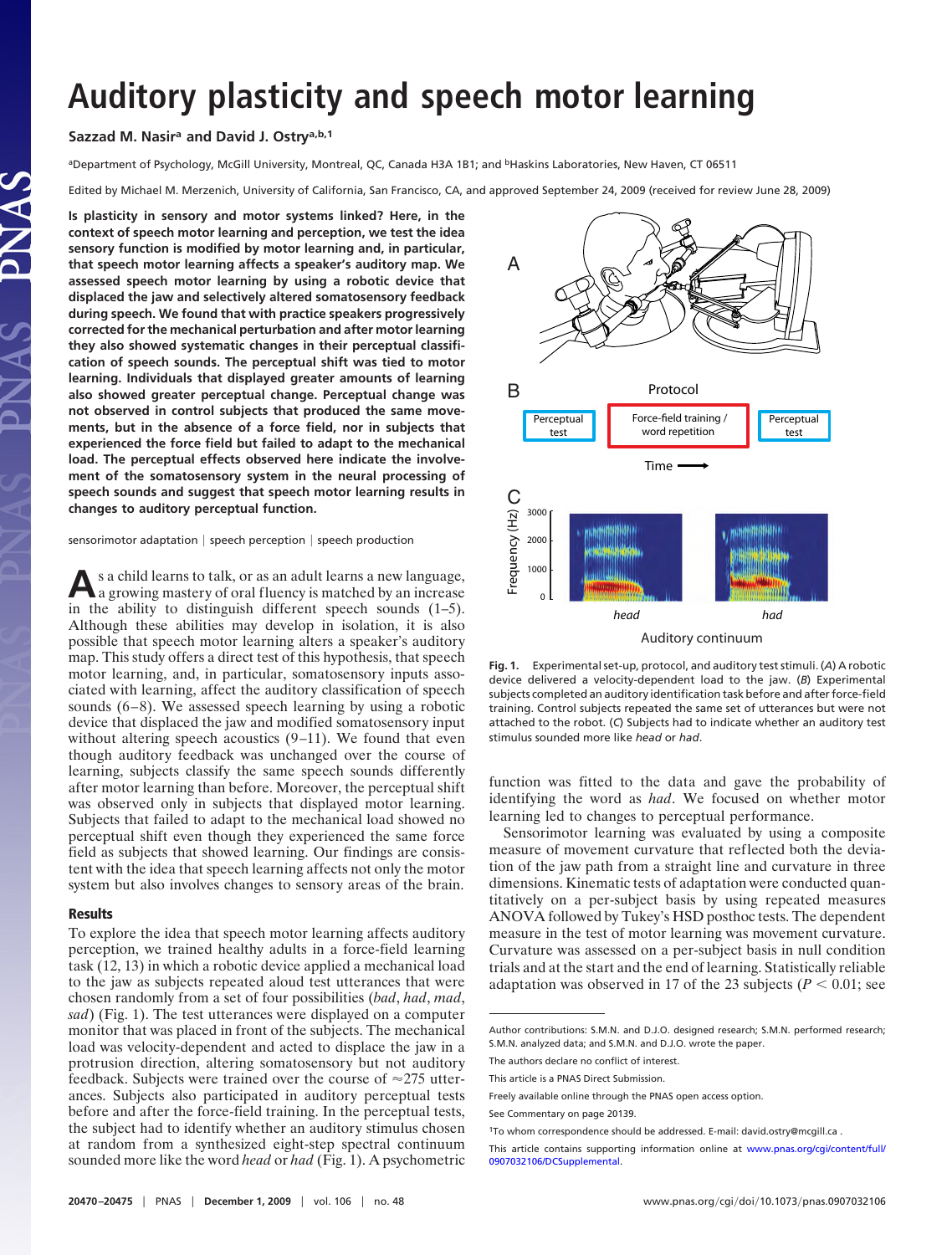# Auditory plasticity and speech motor learning

**Sazzad M. Nasir[a] and David J. Ostry[a,b,1]**

[a]Department of Psychology, McGill University, Montreal, QC, Canada H3A 1B1; and [b]Haskins Laboratories, New Haven, CT 06511

Edited by Michael M. Merzenich, University of California, San Francisco, CA, and approved September 24, 2009 (received for review June 28, 2009)

**Is plasticity in sensory and motor systems linked? Here, in the context of speech motor learning and perception, we test the idea sensory function is modified by motor learning and, in particular, that speech motor learning affects a speaker's auditory map. We assessed speech motor learning by using a robotic device that displaced the jaw and selectively altered somatosensory feedback during speech. We found that with practice speakers progressively corrected for the mechanical perturbation and after motor learning they also showed systematic changes in their perceptual classification of speech sounds. The perceptual shift was tied to motor learning. Individuals that displayed greater amounts of learning also showed greater perceptual change. Perceptual change was not observed in control subjects that produced the same movements, but in the absence of a force field, nor in subjects that experienced the force field but failed to adapt to the mechanical load. The perceptual effects observed here indicate the involvement of the somatosensory system in the neural processing of speech sounds and suggest that speech motor learning results in changes to auditory perceptual function.**

sensorimotor adaptation | speech perception | speech production

As a child learns to talk, or as an adult learns a new language, a growing mastery of oral fluency is matched by an increase in the ability to distinguish different speech sounds (1–5). Although these abilities may develop in isolation, it is also possible that speech motor learning alters a speaker's auditory map. This study offers a direct test of this hypothesis, that speech motor learning, and, in particular, somatosensory inputs associated with learning, affect the auditory classification of speech sounds (6–8). We assessed speech learning by using a robotic device that displaced the jaw and modified somatosensory input without altering speech acoustics (9–11). We found that even though auditory feedback was unchanged over the course of learning, subjects classify the same speech sounds differently after motor learning than before. Moreover, the perceptual shift was observed only in subjects that displayed motor learning. Subjects that failed to adapt to the mechanical load showed no perceptual shift even though they experienced the same force field as subjects that showed learning. Our findings are consistent with the idea that speech learning affects not only the motor system but also involves changes to sensory areas of the brain.

## Results

To explore the idea that speech motor learning affects auditory perception, we trained healthy adults in a force-field learning task (12, 13) in which a robotic device applied a mechanical load to the jaw as subjects repeated aloud test utterances that were chosen randomly from a set of four possibilities (*bad*, *had*, *mad*, *sad*) (Fig. 1). The test utterances were displayed on a computer monitor that was placed in front of the subjects. The mechanical load was velocity-dependent and acted to displace the jaw in a protrusion direction, altering somatosensory but not auditory feedback. Subjects were trained over the course of ≈275 utterances. Subjects also participated in auditory perceptual tests before and after the force-field training. In the perceptual tests, the subject had to identify whether an auditory stimulus chosen at random from a synthesized eight-step spectral continuum sounded more like the word *head* or *had* (Fig. 1). A psychometric

A

B

Protocol

Perceptual test

Force-field training / word repetition

Perceptual test

Time

C

Frequency (Hz)

3000

2000

1000

0

head

had

Auditory continuum

**Fig. 1.** Experimental set-up, protocol, and auditory test stimuli. (*A*) A robotic device delivered a velocity-dependent load to the jaw. (*B*) Experimental subjects completed an auditory identification task before and after force-field training. Control subjects repeated the same set of utterances but were not attached to the robot. (*C*) Subjects had to indicate whether an auditory test stimulus sounded more like *head* or *had*.

function was fitted to the data and gave the probability of identifying the word as *had*. We focused on whether motor learning led to changes to perceptual performance.

Sensorimotor learning was evaluated by using a composite measure of movement curvature that reflected both the deviation of the jaw path from a straight line and curvature in three dimensions. Kinematic tests of adaptation were conducted quantitatively on a per-subject basis by using repeated measures ANOVA followed by Tukey's HSD posthoc tests. The dependent measure in the test of motor learning was movement curvature. Curvature was assessed on a per-subject basis in null condition trials and at the start and the end of learning. Statistically reliable adaptation was observed in 17 of the 23 subjects ($P < 0.01$; see

Author contributions: S.M.N. and D.J.O. designed research; S.M.N. performed research; S.M.N. analyzed data; and S.M.N. and D.J.O. wrote the paper.

The authors declare no conflict of interest.

This article is a PNAS Direct Submission.

Freely available online through the PNAS open access option.

See Commentary on page 20139.

[1]To whom correspondence should be addressed. E-mail: david.ostry@mcgill.ca .

This article contains supporting information online at www.pnas.org/cgi/content/full/0907032106/DCSupplemental.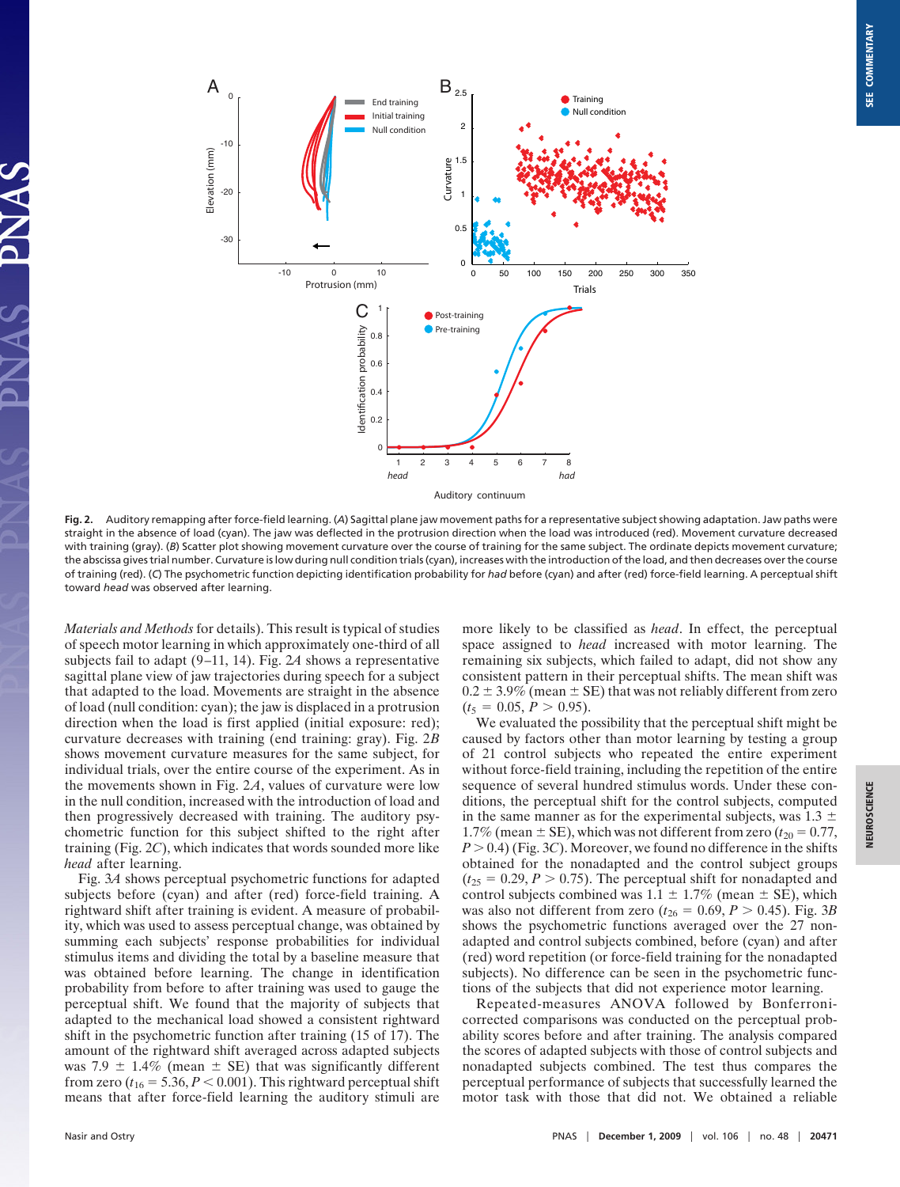**Fig. 2.** Auditory remapping after force-field learning. (*A*) Sagittal plane jaw movement paths for a representative subject showing adaptation. Jaw paths were straight in the absence of load (cyan). The jaw was deflected in the protrusion direction when the load was introduced (red). Movement curvature decreased with training (gray). (*B*) Scatter plot showing movement curvature over the course of training for the same subject. The ordinate depicts movement curvature; the abscissa gives trial number. Curvature is low during null condition trials (cyan), increases with the introduction of the load, and then decreases over the course of training (red). (*C*) The psychometric function depicting identification probability for *had* before (cyan) and after (red) force-field learning. A perceptual shift toward *head* was observed after learning.

*Materials and Methods* for details). This result is typical of studies of speech motor learning in which approximately one-third of all subjects fail to adapt (9–11, 14). Fig. 2*A* shows a representative sagittal plane view of jaw trajectories during speech for a subject that adapted to the load. Movements are straight in the absence of load (null condition: cyan); the jaw is displaced in a protrusion direction when the load is first applied (initial exposure: red); curvature decreases with training (end training: gray). Fig. 2*B* shows movement curvature measures for the same subject, for individual trials, over the entire course of the experiment. As in the movements shown in Fig. 2*A*, values of curvature were low in the null condition, increased with the introduction of load and then progressively decreased with training. The auditory psychometric function for this subject shifted to the right after training (Fig. 2*C*), which indicates that words sounded more like *head* after learning.

Fig. 3*A* shows perceptual psychometric functions for adapted subjects before (cyan) and after (red) force-field training. A rightward shift after training is evident. A measure of probability, which was used to assess perceptual change, was obtained by summing each subjects' response probabilities for individual stimulus items and dividing the total by a baseline measure that was obtained before learning. The change in identification probability from before to after training was used to gauge the perceptual shift. We found that the majority of subjects that adapted to the mechanical load showed a consistent rightward shift in the psychometric function after training (15 of 17). The amount of the rightward shift averaged across adapted subjects was 7.9 ± 1.4% (mean ± SE) that was significantly different from zero ($t_{16} = 5.36$, $P < 0.001$). This rightward perceptual shift means that after force-field learning the auditory stimuli are more likely to be classified as *head*. In effect, the perceptual space assigned to *head* increased with motor learning. The remaining six subjects, which failed to adapt, did not show any consistent pattern in their perceptual shifts. The mean shift was 0.2 ± 3.9% (mean ± SE) that was not reliably different from zero ($t_5 = 0.05$, $P > 0.95$).

We evaluated the possibility that the perceptual shift might be caused by factors other than motor learning by testing a group of 21 control subjects who repeated the entire experiment without force-field training, including the repetition of the entire sequence of several hundred stimulus words. Under these conditions, the perceptual shift for the control subjects, computed in the same manner as for the experimental subjects, was 1.3 ± 1.7% (mean ± SE), which was not different from zero ($t_{20} = 0.77$, $P > 0.4$) (Fig. 3*C*). Moreover, we found no difference in the shifts obtained for the nonadapted and the control subject groups ($t_{25} = 0.29$, $P > 0.75$). The perceptual shift for nonadapted and control subjects combined was 1.1 ± 1.7% (mean ± SE), which was also not different from zero ($t_{26} = 0.69$, $P > 0.45$). Fig. 3*B* shows the psychometric functions averaged over the 27 nonadapted and control subjects combined, before (cyan) and after (red) word repetition (or force-field training for the nonadapted subjects). No difference can be seen in the psychometric functions of the subjects that did not experience motor learning.

Repeated-measures ANOVA followed by Bonferroni-corrected comparisons was conducted on the perceptual probability scores before and after training. The analysis compared the scores of adapted subjects with those of control subjects and nonadapted subjects combined. The test thus compares the perceptual performance of subjects that successfully learned the motor task with those that did not. We obtained a reliable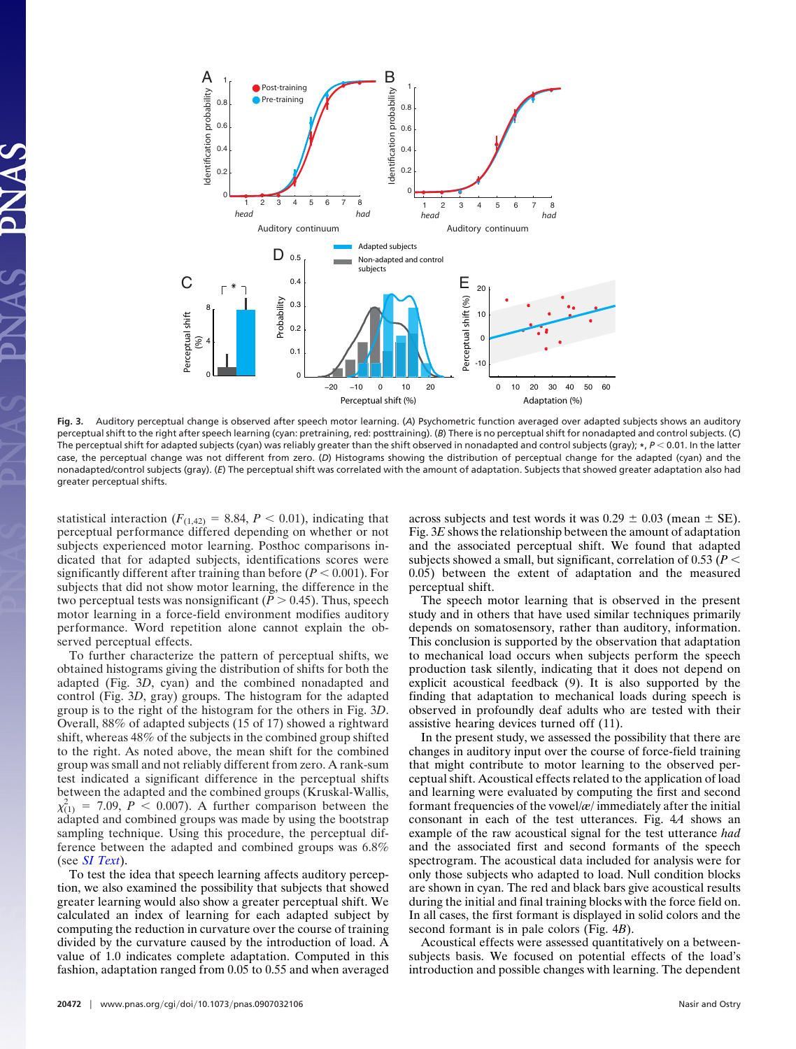**Fig. 3.** Auditory perceptual change is observed after speech motor learning. (*A*) Psychometric function averaged over adapted subjects shows an auditory perceptual shift to the right after speech learning (cyan: pretraining, red: posttraining). (*B*) There is no perceptual shift for nonadapted and control subjects. (*C*) The perceptual shift for adapted subjects (cyan) was reliably greater than the shift observed in nonadapted and control subjects (gray); \*, $P < 0.01$. In the latter case, the perceptual change was not different from zero. (*D*) Histograms showing the distribution of perceptual change for the adapted (cyan) and the nonadapted/control subjects (gray). (*E*) The perceptual shift was correlated with the amount of adaptation. Subjects that showed greater adaptation also had greater perceptual shifts.

statistical interaction ($F_{(1,42)} = 8.84$, $P < 0.01$), indicating that perceptual performance differed depending on whether or not subjects experienced motor learning. Posthoc comparisons indicated that for adapted subjects, identifications scores were significantly different after training than before ($P < 0.001$). For subjects that did not show motor learning, the difference in the two perceptual tests was nonsignificant ($P > 0.45$). Thus, speech motor learning in a force-field environment modifies auditory performance. Word repetition alone cannot explain the observed perceptual effects.

To further characterize the pattern of perceptual shifts, we obtained histograms giving the distribution of shifts for both the adapted (Fig. 3*D*, cyan) and the combined nonadapted and control (Fig. 3*D*, gray) groups. The histogram for the adapted group is to the right of the histogram for the others in Fig. 3*D*. Overall, 88% of adapted subjects (15 of 17) showed a rightward shift, whereas 48% of the subjects in the combined group shifted to the right. As noted above, the mean shift for the combined group was small and not reliably different from zero. A rank-sum test indicated a significant difference in the perceptual shifts between the adapted and the combined groups (Kruskal-Wallis, $\chi^2_{(1)} = 7.09$, $P < 0.007$). A further comparison between the adapted and combined groups was made by using the bootstrap sampling technique. Using this procedure, the perceptual difference between the adapted and combined groups was 6.8% (see *SI Text*).

To test the idea that speech learning affects auditory perception, we also examined the possibility that subjects that showed greater learning would also show a greater perceptual shift. We calculated an index of learning for each adapted subject by computing the reduction in curvature over the course of training divided by the curvature caused by the introduction of load. A value of 1.0 indicates complete adaptation. Computed in this fashion, adaptation ranged from 0.05 to 0.55 and when averaged across subjects and test words it was $0.29 \pm 0.03$ (mean ± SE). Fig. 3*E* shows the relationship between the amount of adaptation and the associated perceptual shift. We found that adapted subjects showed a small, but significant, correlation of 0.53 ($P < 0.05$) between the extent of adaptation and the measured perceptual shift.

The speech motor learning that is observed in the present study and in others that have used similar techniques primarily depends on somatosensory, rather than auditory, information. This conclusion is supported by the observation that adaptation to mechanical load occurs when subjects perform the speech production task silently, indicating that it does not depend on explicit acoustical feedback (9). It is also supported by the finding that adaptation to mechanical loads during speech is observed in profoundly deaf adults who are tested with their assistive hearing devices turned off (11).

In the present study, we assessed the possibility that there are changes in auditory input over the course of force-field training that might contribute to motor learning to the observed perceptual shift. Acoustical effects related to the application of load and learning were evaluated by computing the first and second formant frequencies of the vowel/æ/ immediately after the initial consonant in each of the test utterances. Fig. 4*A* shows an example of the raw acoustical signal for the test utterance *had* and the associated first and second formants of the speech spectrogram. The acoustical data included for analysis were for only those subjects who adapted to load. Null condition blocks are shown in cyan. The red and black bars give acoustical results during the initial and final training blocks with the force field on. In all cases, the first formant is displayed in solid colors and the second formant is in pale colors (Fig. 4*B*).

Acoustical effects were assessed quantitatively on a between-subjects basis. We focused on potential effects of the load's introduction and possible changes with learning. The dependent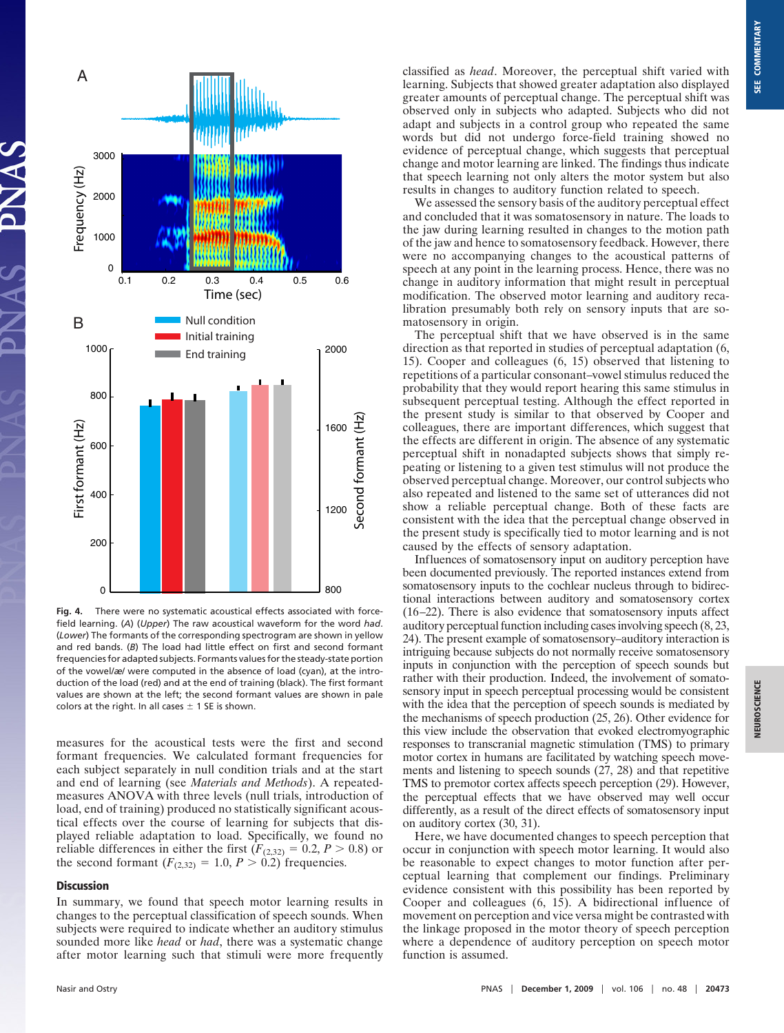A

3000
2000
1000
0
Frequency (Hz)
0.1 0.2 0.3 0.4 0.5 0.6
Time (sec)

B

Null condition
Initial training
End training

1000
800
600
400
200
0
First formant (Hz)

2000
1600
1200
800
Second formant (Hz)

**Fig. 4.** There were no systematic acoustical effects associated with force-field learning. (*A*) (*Upper*) The raw acoustical waveform for the word *had*. (*Lower*) The formants of the corresponding spectrogram are shown in yellow and red bands. (*B*) The load had little effect on first and second formant frequencies for adapted subjects. Formants values for the steady-state portion of the vowel/æ/ were computed in the absence of load (cyan), at the introduction of the load (red) and at the end of training (black). The first formant values are shown at the left; the second formant values are shown in pale colors at the right. In all cases ± 1 SE is shown.

measures for the acoustical tests were the first and second formant frequencies. We calculated formant frequencies for each subject separately in null condition trials and at the start and end of learning (see *Materials and Methods*). A repeated-measures ANOVA with three levels (null trials, introduction of load, end of training) produced no statistically significant acoustical effects over the course of learning for subjects that displayed reliable adaptation to load. Specifically, we found no reliable differences in either the first ($F_{(2,32)} = 0.2$, $P > 0.8$) or the second formant ($F_{(2,32)} = 1.0$, $P > 0.2$) frequencies.

## Discussion

In summary, we found that speech motor learning results in changes to the perceptual classification of speech sounds. When subjects were required to indicate whether an auditory stimulus sounded more like *head* or *had*, there was a systematic change after motor learning such that stimuli were more frequently classified as *head*. Moreover, the perceptual shift varied with learning. Subjects that showed greater adaptation also displayed greater amounts of perceptual change. The perceptual shift was observed only in subjects who adapted. Subjects who did not adapt and subjects in a control group who repeated the same words but did not undergo force-field training showed no evidence of perceptual change, which suggests that perceptual change and motor learning are linked. The findings thus indicate that speech learning not only alters the motor system but also results in changes to auditory function related to speech.

We assessed the sensory basis of the auditory perceptual effect and concluded that it was somatosensory in nature. The loads to the jaw during learning resulted in changes to the motion path of the jaw and hence to somatosensory feedback. However, there were no accompanying changes to the acoustical patterns of speech at any point in the learning process. Hence, there was no change in auditory information that might result in perceptual modification. The observed motor learning and auditory recalibration presumably both rely on sensory inputs that are somatosensory in origin.

The perceptual shift that we have observed is in the same direction as that reported in studies of perceptual adaptation (6, 15). Cooper and colleagues (6, 15) observed that listening to repetitions of a particular consonant–vowel stimulus reduced the probability that they would report hearing this same stimulus in subsequent perceptual testing. Although the effect reported in the present study is similar to that observed by Cooper and colleagues, there are important differences, which suggest that the effects are different in origin. The absence of any systematic perceptual shift in nonadapted subjects shows that simply repeating or listening to a given test stimulus will not produce the observed perceptual change. Moreover, our control subjects who also repeated and listened to the same set of utterances did not show a reliable perceptual change. Both of these facts are consistent with the idea that the perceptual change observed in the present study is specifically tied to motor learning and is not caused by the effects of sensory adaptation.

Influences of somatosensory input on auditory perception have been documented previously. The reported instances extend from somatosensory inputs to the cochlear nucleus through to bidirectional interactions between auditory and somatosensory cortex (16–22). There is also evidence that somatosensory inputs affect auditory perceptual function including cases involving speech (8, 23, 24). The present example of somatosensory–auditory interaction is intriguing because subjects do not normally receive somatosensory inputs in conjunction with the perception of speech sounds but rather with their production. Indeed, the involvement of somatosensory input in speech perceptual processing would be consistent with the idea that the perception of speech sounds is mediated by the mechanisms of speech production (25, 26). Other evidence for this view include the observation that evoked electromyographic responses to transcranial magnetic stimulation (TMS) to primary motor cortex in humans are facilitated by watching speech movements and listening to speech sounds (27, 28) and that repetitive TMS to premotor cortex affects speech perception (29). However, the perceptual effects that we have observed may well occur differently, as a result of the direct effects of somatosensory input on auditory cortex (30, 31).

Here, we have documented changes to speech perception that occur in conjunction with speech motor learning. It would also be reasonable to expect changes to motor function after perceptual learning that complement our findings. Preliminary evidence consistent with this possibility has been reported by Cooper and colleagues (6, 15). A bidirectional influence of movement on perception and vice versa might be contrasted with the linkage proposed in the motor theory of speech perception where a dependence of auditory perception on speech motor function is assumed.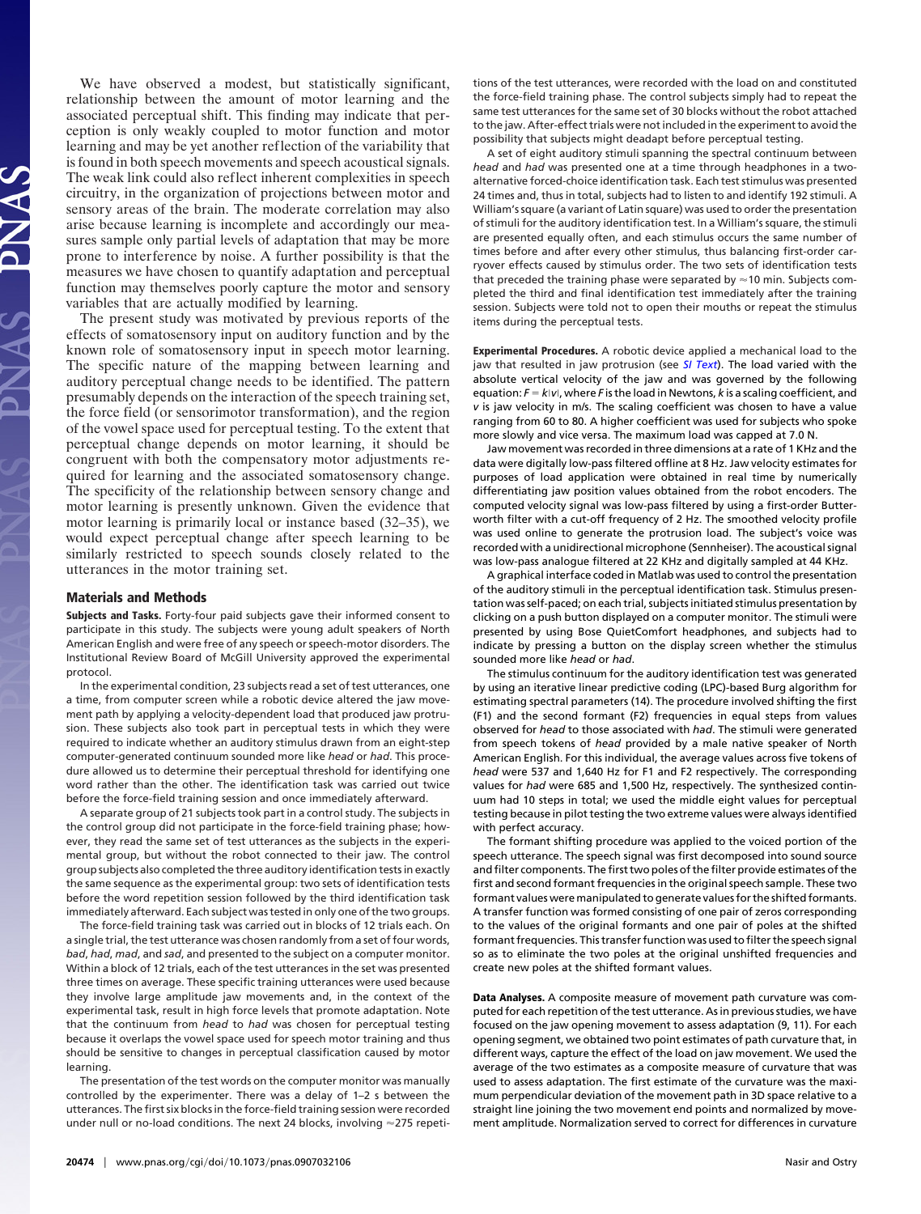We have observed a modest, but statistically significant, relationship between the amount of motor learning and the associated perceptual shift. This finding may indicate that perception is only weakly coupled to motor function and motor learning and may be yet another reflection of the variability that is found in both speech movements and speech acoustical signals. The weak link could also reflect inherent complexities in speech circuitry, in the organization of projections between motor and sensory areas of the brain. The moderate correlation may also arise because learning is incomplete and accordingly our measures sample only partial levels of adaptation that may be more prone to interference by noise. A further possibility is that the measures we have chosen to quantify adaptation and perceptual function may themselves poorly capture the motor and sensory variables that are actually modified by learning.

The present study was motivated by previous reports of the effects of somatosensory input on auditory function and by the known role of somatosensory input in speech motor learning. The specific nature of the mapping between learning and auditory perceptual change needs to be identified. The pattern presumably depends on the interaction of the speech training set, the force field (or sensorimotor transformation), and the region of the vowel space used for perceptual testing. To the extent that perceptual change depends on motor learning, it should be congruent with both the compensatory motor adjustments required for learning and the associated somatosensory change. The specificity of the relationship between sensory change and motor learning is presently unknown. Given the evidence that motor learning is primarily local or instance based (32–35), we would expect perceptual change after speech learning to be similarly restricted to speech sounds closely related to the utterances in the motor training set.

## Materials and Methods

**Subjects and Tasks.** Forty-four paid subjects gave their informed consent to participate in this study. The subjects were young adult speakers of North American English and were free of any speech or speech-motor disorders. The Institutional Review Board of McGill University approved the experimental protocol.

In the experimental condition, 23 subjects read a set of test utterances, one at a time, from computer screen while a robotic device altered the jaw movement path by applying a velocity-dependent load that produced jaw protrusion. These subjects also took part in perceptual tests in which they were required to indicate whether an auditory stimulus drawn from an eight-step computer-generated continuum sounded more like *head* or *had*. This procedure allowed us to determine their perceptual threshold for identifying one word rather than the other. The identification task was carried out twice before the force-field training session and once immediately afterward.

A separate group of 21 subjects took part in a control study. The subjects in the control group did not participate in the force-field training phase; however, they read the same set of test utterances as the subjects in the experimental group, but without the robot connected to their jaw. The control group subjects also completed the three auditory identification tests in exactly the same sequence as the experimental group: two sets of identification tests before the word repetition session followed by the third identification task immediately afterward. Each subject was tested in only one of the two groups.

The force-field training task was carried out in blocks of 12 trials each. On a single trial, the test utterance was chosen randomly from a set of four words, *bad*, *had*, *mad*, and *sad*, and presented to the subject on a computer monitor. Within a block of 12 trials, each of the test utterances in the set was presented three times on average. These specific training utterances were used because they involve large amplitude jaw movements and, in the context of the experimental task, result in high force levels that promote adaptation. Note that the continuum from *head* to *had* was chosen for perceptual testing because it overlaps the vowel space used for speech motor training and thus should be sensitive to changes in perceptual classification caused by motor learning.

The presentation of the test words on the computer monitor was manually controlled by the experimenter. There was a delay of 1–2 s between the utterances. The first six blocks in the force-field training session were recorded under null or no-load conditions. The next 24 blocks, involving ≈275 repetitions of the test utterances, were recorded with the load on and constituted the force-field training phase. The control subjects simply had to repeat the same test utterances for the same set of 30 blocks without the robot attached to the jaw. After-effect trials were not included in the experiment to avoid the possibility that subjects might deadapt before perceptual testing.

A set of eight auditory stimuli spanning the spectral continuum between *head* and *had* was presented one at a time through headphones in a two-alternative forced-choice identification task. Each test stimulus was presented 24 times and, thus in total, subjects had to listen to and identify 192 stimuli. A William's square (a variant of Latin square) was used to order the presentation of stimuli for the auditory identification test. In a William's square, the stimuli are presented equally often, and each stimulus occurs the same number of times before and after every other stimulus, thus balancing first-order carryover effects caused by stimulus order. The two sets of identification tests that preceded the training phase were separated by ≈10 min. Subjects completed the third and final identification test immediately after the training session. Subjects were told not to open their mouths or repeat the stimulus items during the perceptual tests.

**Experimental Procedures.** A robotic device applied a mechanical load to the jaw that resulted in jaw protrusion (see *SI Text*). The load varied with the absolute vertical velocity of the jaw and was governed by the following equation: $F = k|v|$, where $F$ is the load in Newtons, $k$ is a scaling coefficient, and $v$ is jaw velocity in m/s. The scaling coefficient was chosen to have a value ranging from 60 to 80. A higher coefficient was used for subjects who spoke more slowly and vice versa. The maximum load was capped at 7.0 N.

Jaw movement was recorded in three dimensions at a rate of 1 KHz and the data were digitally low-pass filtered offline at 8 Hz. Jaw velocity estimates for purposes of load application were obtained in real time by numerically differentiating jaw position values obtained from the robot encoders. The computed velocity signal was low-pass filtered by using a first-order Butterworth filter with a cut-off frequency of 2 Hz. The smoothed velocity profile was used online to generate the protrusion load. The subject's voice was recorded with a unidirectional microphone (Sennheiser). The acoustical signal was low-pass analogue filtered at 22 KHz and digitally sampled at 44 KHz.

A graphical interface coded in Matlab was used to control the presentation of the auditory stimuli in the perceptual identification task. Stimulus presentation was self-paced; on each trial, subjects initiated stimulus presentation by clicking on a push button displayed on a computer monitor. The stimuli were presented by using Bose QuietComfort headphones, and subjects had to indicate by pressing a button on the display screen whether the stimulus sounded more like *head* or *had*.

The stimulus continuum for the auditory identification test was generated by using an iterative linear predictive coding (LPC)-based Burg algorithm for estimating spectral parameters (14). The procedure involved shifting the first (F1) and the second formant (F2) frequencies in equal steps from values observed for *head* to those associated with *had*. The stimuli were generated from speech tokens of *head* provided by a male native speaker of North American English. For this individual, the average values across five tokens of *head* were 537 and 1,640 Hz for F1 and F2 respectively. The corresponding values for *had* were 685 and 1,500 Hz, respectively. The synthesized continuum had 10 steps in total; we used the middle eight values for perceptual testing because in pilot testing the two extreme values were always identified with perfect accuracy.

The formant shifting procedure was applied to the voiced portion of the speech utterance. The speech signal was first decomposed into sound source and filter components. The first two poles of the filter provide estimates of the first and second formant frequencies in the original speech sample. These two formant values were manipulated to generate values for the shifted formants. A transfer function was formed consisting of one pair of zeros corresponding to the values of the original formants and one pair of poles at the shifted formant frequencies. This transfer function was used to filter the speech signal so as to eliminate the two poles at the original unshifted frequencies and create new poles at the shifted formant values.

**Data Analyses.** A composite measure of movement path curvature was computed for each repetition of the test utterance. As in previous studies, we have focused on the jaw opening movement to assess adaptation (9, 11). For each opening segment, we obtained two point estimates of path curvature that, in different ways, capture the effect of the load on jaw movement. We used the average of the two estimates as a composite measure of curvature that was used to assess adaptation. The first estimate of the curvature was the maximum perpendicular deviation of the movement path in 3D space relative to a straight line joining the two movement end points and normalized by movement amplitude. Normalization served to correct for differences in curvature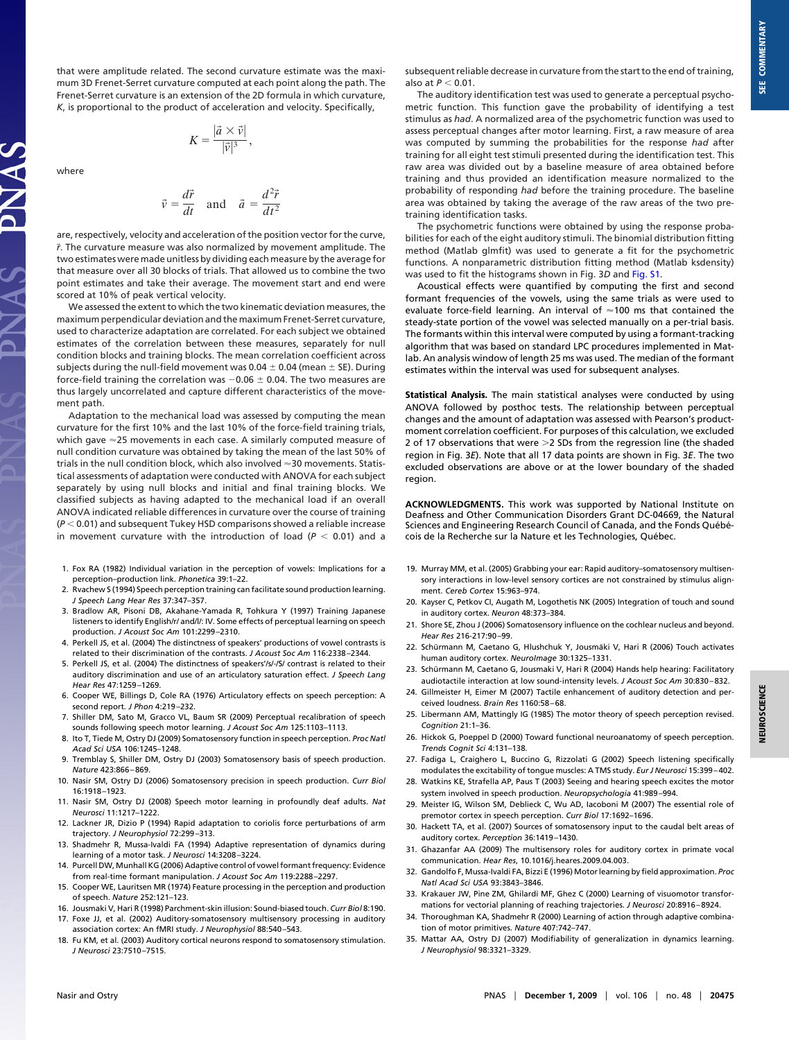that were amplitude related. The second curvature estimate was the maximum 3D Frenet-Serret curvature computed at each point along the path. The Frenet-Serret curvature is an extension of the 2D formula in which curvature, $K$, is proportional to the product of acceleration and velocity. Specifically,

$$K = \frac{|\vec{a} \times \vec{v}|}{|\vec{v}|^3},$$

where

$$\vec{v} = \frac{d\vec{r}}{dt} \quad \text{and} \quad \vec{a} = \frac{d^2\vec{r}}{dt^2}$$

are, respectively, velocity and acceleration of the position vector for the curve, $\vec{r}$. The curvature measure was also normalized by movement amplitude. The two estimates were made unitless by dividing each measure by the average for that measure over all 30 blocks of trials. That allowed us to combine the two point estimates and take their average. The movement start and end were scored at 10% of peak vertical velocity.

We assessed the extent to which the two kinematic deviation measures, the maximum perpendicular deviation and the maximum Frenet-Serret curvature, used to characterize adaptation are correlated. For each subject we obtained estimates of the correlation between these measures, separately for null condition blocks and training blocks. The mean correlation coefficient across subjects during the null-field movement was 0.04 ± 0.04 (mean ± SE). During force-field training the correlation was −0.06 ± 0.04. The two measures are thus largely uncorrelated and capture different characteristics of the movement path.

Adaptation to the mechanical load was assessed by computing the mean curvature for the first 10% and the last 10% of the force-field training trials, which gave ≈25 movements in each case. A similarly computed measure of null condition curvature was obtained by taking the mean of the last 50% of trials in the null condition block, which also involved ≈30 movements. Statistical assessments of adaptation were conducted with ANOVA for each subject separately by using null blocks and initial and final training blocks. We classified subjects as having adapted to the mechanical load if an overall ANOVA indicated reliable differences in curvature over the course of training ($P < 0.01$) and subsequent Tukey HSD comparisons showed a reliable increase in movement curvature with the introduction of load ($P < 0.01$) and a subsequent reliable decrease in curvature from the start to the end of training, also at $P < 0.01$.

The auditory identification test was used to generate a perceptual psychometric function. This function gave the probability of identifying a test stimulus as *had*. A normalized area of the psychometric function was used to assess perceptual changes after motor learning. First, a raw measure of area was computed by summing the probabilities for the response *had* after training for all eight test stimuli presented during the identification test. This raw area was divided out by a baseline measure of area obtained before training and thus provided an identification measure normalized to the probability of responding *had* before the training procedure. The baseline area was obtained by taking the average of the raw areas of the two pre-training identification tasks.

The psychometric functions were obtained by using the response probabilities for each of the eight auditory stimuli. The binomial distribution fitting method (Matlab glmfit) was used to generate a fit for the psychometric functions. A nonparametric distribution fitting method (Matlab ksdensity) was used to fit the histograms shown in Fig. 3*D* and Fig. S1.

Acoustical effects were quantified by computing the first and second formant frequencies of the vowels, using the same trials as were used to evaluate force-field learning. An interval of ≈100 ms that contained the steady-state portion of the vowel was selected manually on a per-trial basis. The formants within this interval were computed by using a formant-tracking algorithm that was based on standard LPC procedures implemented in Matlab. An analysis window of length 25 ms was used. The median of the formant estimates within the interval was used for subsequent analyses.

**Statistical Analysis.** The main statistical analyses were conducted by using ANOVA followed by posthoc tests. The relationship between perceptual changes and the amount of adaptation was assessed with Pearson's product-moment correlation coefficient. For purposes of this calculation, we excluded 2 of 17 observations that were >2 SDs from the regression line (the shaded region in Fig. 3*E*). Note that all 17 data points are shown in Fig. 3*E*. The two excluded observations are above or at the lower boundary of the shaded region.

**ACKNOWLEDGMENTS.** This work was supported by National Institute on Deafness and Other Communication Disorders Grant DC-04669, the Natural Sciences and Engineering Research Council of Canada, and the Fonds Québécois de la Recherche sur la Nature et les Technologies, Québec.

1. Fox RA (1982) Individual variation in the perception of vowels: Implications for a perception–production link. *Phonetica* 39:1–22.
2. Rvachew S (1994) Speech perception training can facilitate sound production learning. *J Speech Lang Hear Res* 37:347–357.
3. Bradlow AR, Pisoni DB, Akahane-Yamada R, Tohkura Y (1997) Training Japanese listeners to identify English/r/ and/l/: IV. Some effects of perceptual learning on speech production. *J Acoust Soc Am* 101:2299–2310.
4. Perkell JS, et al. (2004) The distinctness of speakers' productions of vowel contrasts is related to their discrimination of the contrasts. *J Acoust Soc Am* 116:2338–2344.
5. Perkell JS, et al. (2004) The distinctness of speakers'/s/-/ʃ/ contrast is related to their auditory discrimination and use of an articulatory saturation effect. *J Speech Lang Hear Res* 47:1259–1269.
6. Cooper WE, Billings D, Cole RA (1976) Articulatory effects on speech perception: A second report. *J Phon* 4:219–232.
7. Shiller DM, Sato M, Gracco VL, Baum SR (2009) Perceptual recalibration of speech sounds following speech motor learning. *J Acoust Soc Am* 125:1103–1113.
8. Ito T, Tiede M, Ostry DJ (2009) Somatosensory function in speech perception. *Proc Natl Acad Sci USA* 106:1245–1248.
9. Tremblay S, Shiller DM, Ostry DJ (2003) Somatosensory basis of speech production. *Nature* 423:866–869.
10. Nasir SM, Ostry DJ (2006) Somatosensory precision in speech production. *Curr Biol* 16:1918–1923.
11. Nasir SM, Ostry DJ (2008) Speech motor learning in profoundly deaf adults. *Nat Neurosci* 11:1217–1222.
12. Lackner JR, Dizio P (1994) Rapid adaptation to coriolis force perturbations of arm trajectory. *J Neurophysiol* 72:299–313.
13. Shadmehr R, Mussa-Ivaldi FA (1994) Adaptive representation of dynamics during learning of a motor task. *J Neurosci* 14:3208–3224.
14. Purcell DW, Munhall KG (2006) Adaptive control of vowel formant frequency: Evidence from real-time formant manipulation. *J Acoust Soc Am* 119:2288–2297.
15. Cooper WE, Lauritsen MR (1974) Feature processing in the perception and production of speech. *Nature* 252:121–123.
16. Jousmaki V, Hari R (1998) Parchment-skin illusion: Sound-biased touch. *Curr Biol* 8:190.
17. Foxe JJ, et al. (2002) Auditory-somatosensory multisensory processing in auditory association cortex: An fMRI study. *J Neurophysiol* 88:540–543.
18. Fu KM, et al. (2003) Auditory cortical neurons respond to somatosensory stimulation. *J Neurosci* 23:7510–7515.
19. Murray MM, et al. (2005) Grabbing your ear: Rapid auditory–somatosensory multisensory interactions in low-level sensory cortices are not constrained by stimulus alignment. *Cereb Cortex* 15:963–974.
20. Kayser C, Petkov CI, Augath M, Logothetis NK (2005) Integration of touch and sound in auditory cortex. *Neuron* 48:373–384.
21. Shore SE, Zhou J (2006) Somatosensory influence on the cochlear nucleus and beyond. *Hear Res* 216-217:90–99.
22. Schürmann M, Caetano G, Hlushchuk Y, Jousmäki V, Hari R (2006) Touch activates human auditory cortex. *NeuroImage* 30:1325–1331.
23. Schürmann M, Caetano G, Jousmaki V, Hari R (2004) Hands help hearing: Facilitatory audiotactile interaction at low sound-intensity levels. *J Acoust Soc Am* 30:830–832.
24. Gillmeister H, Eimer M (2007) Tactile enhancement of auditory detection and perceived loudness. *Brain Res* 1160:58–68.
25. Libermann AM, Mattingly IG (1985) The motor theory of speech perception revised. *Cognition* 21:1–36.
26. Hickok G, Poeppel D (2000) Toward functional neuroanatomy of speech perception. *Trends Cognit Sci* 4:131–138.
27. Fadiga L, Craighero L, Buccino G, Rizzolati G (2002) Speech listening specifically modulates the excitability of tongue muscles: A TMS study. *Eur J Neurosci* 15:399–402.
28. Watkins KE, Strafella AP, Paus T (2003) Seeing and hearing speech excites the motor system involved in speech production. *Neuropsychologia* 41:989–994.
29. Meister IG, Wilson SM, Deblieck C, Wu AD, Iacoboni M (2007) The essential role of premotor cortex in speech perception. *Curr Biol* 17:1692–1696.
30. Hackett TA, et al. (2007) Sources of somatosensory input to the caudal belt areas of auditory cortex. *Perception* 36:1419–1430.
31. Ghazanfar AA (2009) The multisensory roles for auditory cortex in primate vocal communication. *Hear Res*, 10.1016/j.heares.2009.04.003.
32. Gandolfo F, Mussa-Ivaldi FA, Bizzi E (1996) Motor learning by field approximation. *Proc Natl Acad Sci USA* 93:3843–3846.
33. Krakauer JW, Pine ZM, Ghilardi MF, Ghez C (2000) Learning of visuomotor transformations for vectorial planning of reaching trajectories. *J Neurosci* 20:8916–8924.
34. Thoroughman KA, Shadmehr R (2000) Learning of action through adaptive combination of motor primitives. *Nature* 407:742–747.
35. Mattar AA, Ostry DJ (2007) Modifiability of generalization in dynamics learning. *J Neurophysiol* 98:3321–3329.